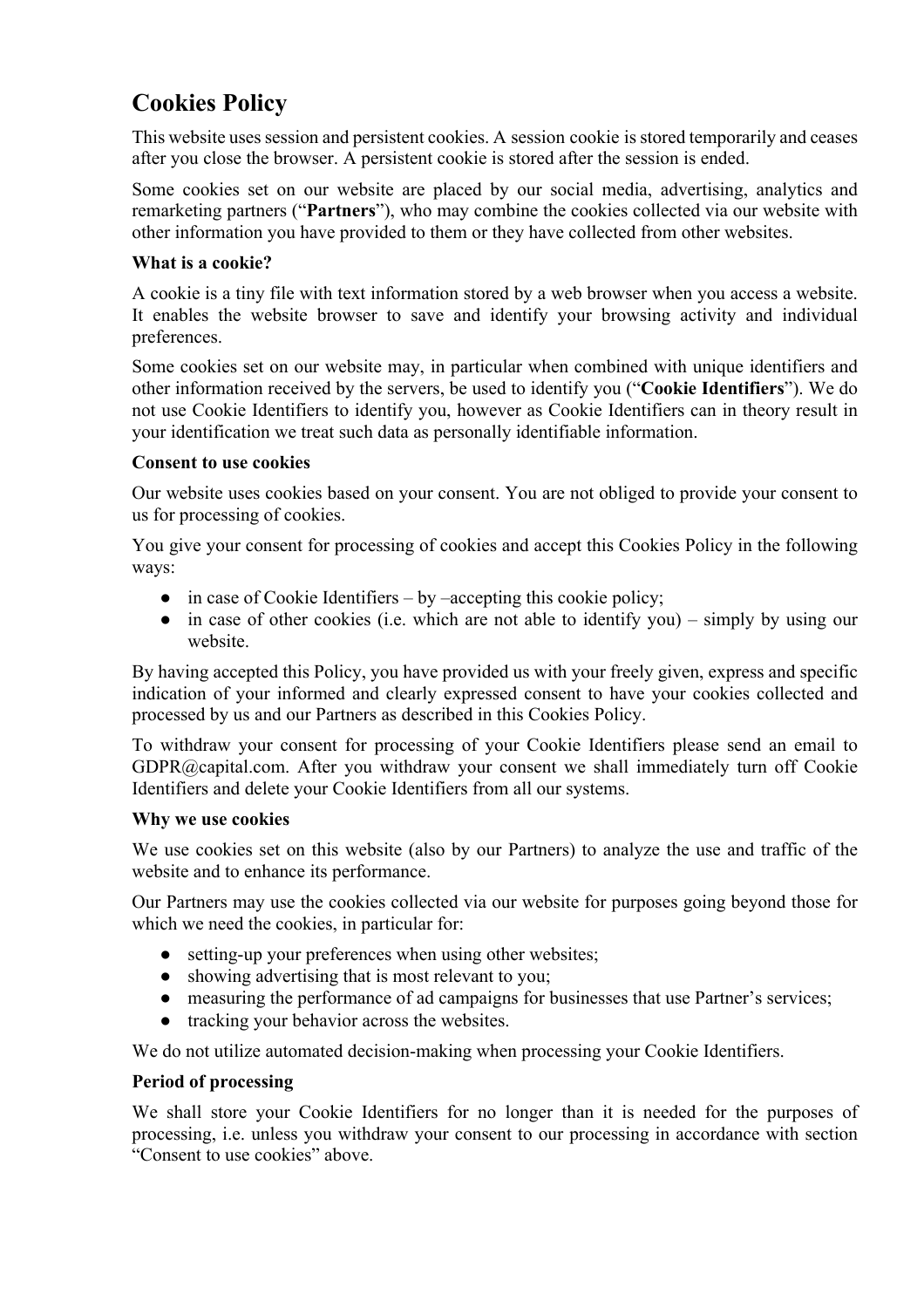# Cookies Policy

This website uses session and persistent cookies. A session cookie is stored temporarily and ceases after you close the browser. A persistent cookie is stored after the session is ended.

Some cookies set on our website are placed by our social media, advertising, analytics and remarketing partners ("**Partners**"), who may combine the cookies collected via our website with other information you have provided to them or they have collected from other websites.

**What is a cookie?**

A cookie is a tiny file with text information stored by a web browser when you access a website. It enables the website browser to save and identify your browsing activity and individual preferences.

Some cookies set on our website may, in particular when combined with unique identifiers and other information received by the servers, be used to identify you ("**Cookie Identifiers**"). We do not use Cookie Identifiers to identify you, however as Cookie Identifiers can in theory result in your identification we treat such data as personally identifiable information.

**Consent to use cookies**

Our website uses cookies based on your consent. You are not obliged to provide your consent to us for processing of cookies.

You give your consent for processing of cookies and accept this Cookies Policy in the following ways:

- in case of Cookie Identifiers – by –accepting this cookie policy;
- in case of other cookies (i.e. which are not able to identify you) – simply by using our website.

By having accepted this Policy, you have provided us with your freely given, express and specific indication of your informed and clearly expressed consent to have your cookies collected and processed by us and our Partners as described in this Cookies Policy.

To withdraw your consent for processing of your Cookie Identifiers please send an email to GDPR@capital.com. After you withdraw your consent we shall immediately turn off Cookie Identifiers and delete your Cookie Identifiers from all our systems.

**Why we use cookies**

We use cookies set on this website (also by our Partners) to analyze the use and traffic of the website and to enhance its performance.

Our Partners may use the cookies collected via our website for purposes going beyond those for which we need the cookies, in particular for:

- setting-up your preferences when using other websites;
- showing advertising that is most relevant to you;
- measuring the performance of ad campaigns for businesses that use Partner's services;
- tracking your behavior across the websites.

We do not utilize automated decision-making when processing your Cookie Identifiers.

**Period of processing**

We shall store your Cookie Identifiers for no longer than it is needed for the purposes of processing, i.e. unless you withdraw your consent to our processing in accordance with section "Consent to use cookies" above.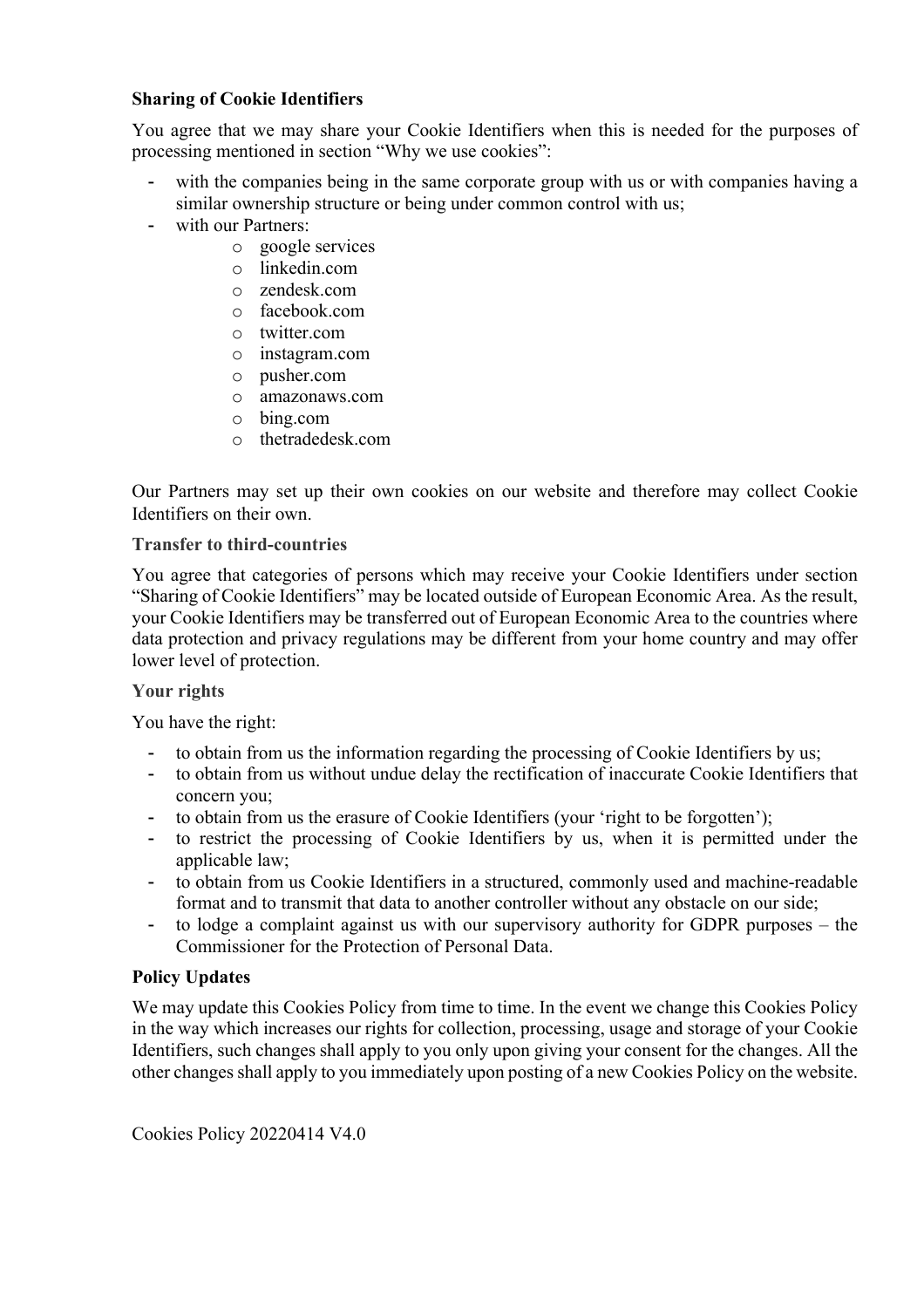**Sharing of Cookie Identifiers**

You agree that we may share your Cookie Identifiers when this is needed for the purposes of processing mentioned in section "Why we use cookies":

- with the companies being in the same corporate group with us or with companies having a similar ownership structure or being under common control with us;
- with our Partners:
    - google services
    - linkedin.com
    - zendesk.com
    - facebook.com
    - twitter.com
    - instagram.com
    - pusher.com
    - amazonaws.com
    - bing.com
    - thetradedesk.com

Our Partners may set up their own cookies on our website and therefore may collect Cookie Identifiers on their own.

**Transfer to third-countries**

You agree that categories of persons which may receive your Cookie Identifiers under section "Sharing of Cookie Identifiers" may be located outside of European Economic Area. As the result, your Cookie Identifiers may be transferred out of European Economic Area to the countries where data protection and privacy regulations may be different from your home country and may offer lower level of protection.

**Your rights**

You have the right:

- to obtain from us the information regarding the processing of Cookie Identifiers by us;
- to obtain from us without undue delay the rectification of inaccurate Cookie Identifiers that concern you;
- to obtain from us the erasure of Cookie Identifiers (your 'right to be forgotten');
- to restrict the processing of Cookie Identifiers by us, when it is permitted under the applicable law;
- to obtain from us Cookie Identifiers in a structured, commonly used and machine-readable format and to transmit that data to another controller without any obstacle on our side;
- to lodge a complaint against us with our supervisory authority for GDPR purposes – the Commissioner for the Protection of Personal Data.

**Policy Updates**

We may update this Cookies Policy from time to time. In the event we change this Cookies Policy in the way which increases our rights for collection, processing, usage and storage of your Cookie Identifiers, such changes shall apply to you only upon giving your consent for the changes. All the other changes shall apply to you immediately upon posting of a new Cookies Policy on the website.

Cookies Policy 20220414 V4.0